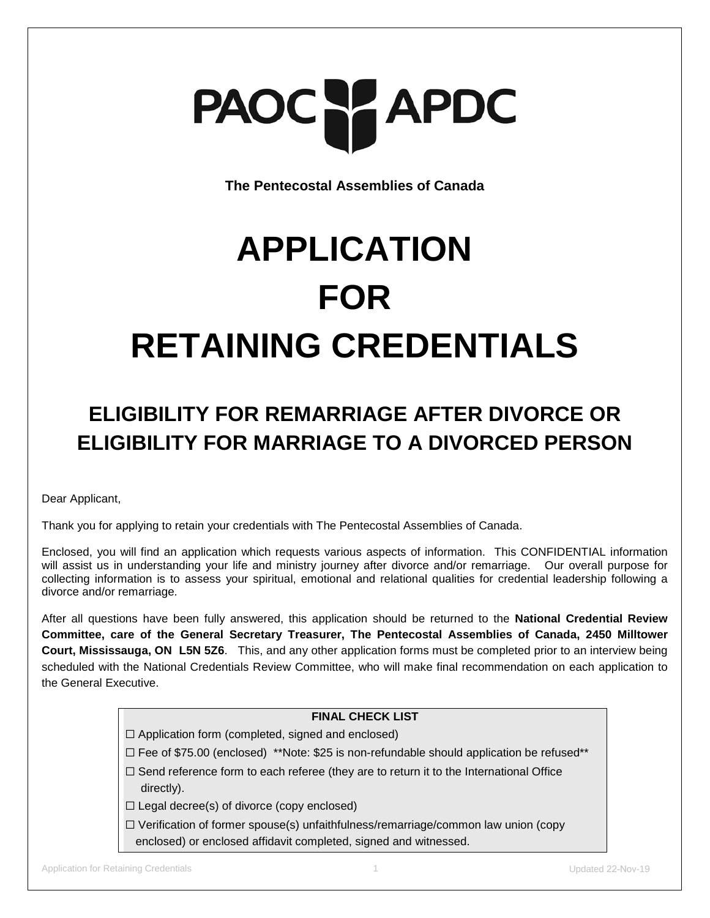PAOC APDC

**The Pentecostal Assemblies of Canada**

# APPLICATION FOR RETAINING CREDENTIALS

## ELIGIBILITY FOR REMARRIAGE AFTER DIVORCE OR ELIGIBILITY FOR MARRIAGE TO A DIVORCED PERSON

Dear Applicant,

Thank you for applying to retain your credentials with The Pentecostal Assemblies of Canada.

Enclosed, you will find an application which requests various aspects of information. This CONFIDENTIAL information will assist us in understanding your life and ministry journey after divorce and/or remarriage. Our overall purpose for collecting information is to assess your spiritual, emotional and relational qualities for credential leadership following a divorce and/or remarriage.

After all questions have been fully answered, this application should be returned to the **National Credential Review Committee, care of the General Secretary Treasurer, The Pentecostal Assemblies of Canada, 2450 Milltower Court, Mississauga, ON L5N 5Z6**. This, and any other application forms must be completed prior to an interview being scheduled with the National Credentials Review Committee, who will make final recommendation on each application to the General Executive.

**FINAL CHECK LIST**

- ☐ Application form (completed, signed and enclosed)
- ☐ Fee of $75.00 (enclosed) **Note: $25 is non-refundable should application be refused**
- ☐ Send reference form to each referee (they are to return it to the International Office directly).
- ☐ Legal decree(s) of divorce (copy enclosed)
- ☐ Verification of former spouse(s) unfaithfulness/remarriage/common law union (copy enclosed) or enclosed affidavit completed, signed and witnessed.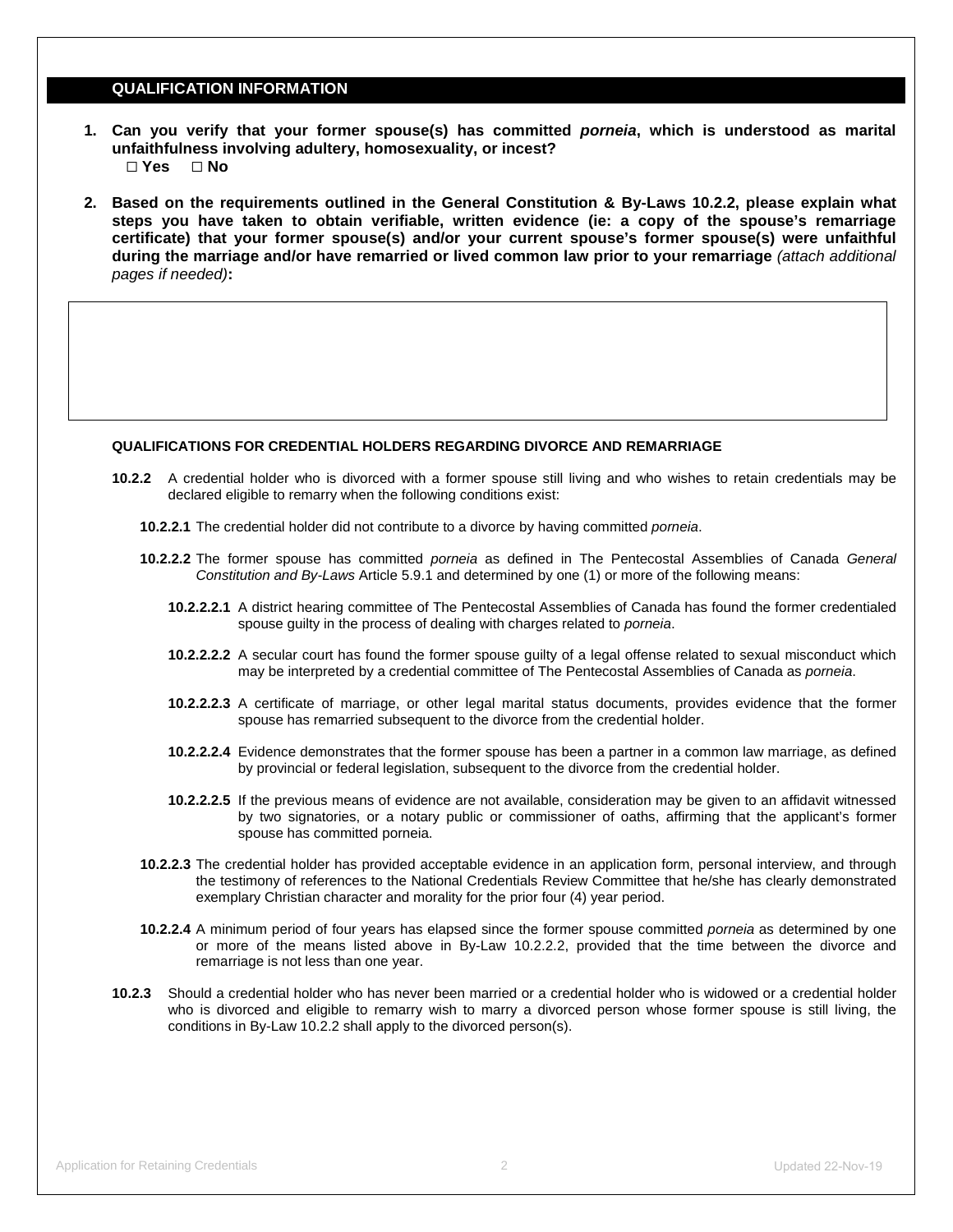## QUALIFICATION INFORMATION

1. **Can you verify that your former spouse(s) has committed *porneia*, which is understood as marital unfaithfulness involving adultery, homosexuality, or incest?**
   **□ Yes □ No**

2. **Based on the requirements outlined in the General Constitution & By-Laws 10.2.2, please explain what steps you have taken to obtain verifiable, written evidence (ie: a copy of the spouse's remarriage certificate) that your former spouse(s) and/or your current spouse's former spouse(s) were unfaithful during the marriage and/or have remarried or lived common law prior to your remarriage** *(attach additional pages if needed)***:**

### QUALIFICATIONS FOR CREDENTIAL HOLDERS REGARDING DIVORCE AND REMARRIAGE

**10.2.2** A credential holder who is divorced with a former spouse still living and who wishes to retain credentials may be declared eligible to remarry when the following conditions exist:

**10.2.2.1** The credential holder did not contribute to a divorce by having committed *porneia*.

**10.2.2.2** The former spouse has committed *porneia* as defined in The Pentecostal Assemblies of Canada *General Constitution and By-Laws* Article 5.9.1 and determined by one (1) or more of the following means:

**10.2.2.2.1** A district hearing committee of The Pentecostal Assemblies of Canada has found the former credentialed spouse guilty in the process of dealing with charges related to *porneia*.

**10.2.2.2.2** A secular court has found the former spouse guilty of a legal offense related to sexual misconduct which may be interpreted by a credential committee of The Pentecostal Assemblies of Canada as *porneia*.

**10.2.2.2.3** A certificate of marriage, or other legal marital status documents, provides evidence that the former spouse has remarried subsequent to the divorce from the credential holder.

**10.2.2.2.4** Evidence demonstrates that the former spouse has been a partner in a common law marriage, as defined by provincial or federal legislation, subsequent to the divorce from the credential holder.

**10.2.2.2.5** If the previous means of evidence are not available, consideration may be given to an affidavit witnessed by two signatories, or a notary public or commissioner of oaths, affirming that the applicant's former spouse has committed porneia.

**10.2.2.3** The credential holder has provided acceptable evidence in an application form, personal interview, and through the testimony of references to the National Credentials Review Committee that he/she has clearly demonstrated exemplary Christian character and morality for the prior four (4) year period.

**10.2.2.4** A minimum period of four years has elapsed since the former spouse committed *porneia* as determined by one or more of the means listed above in By-Law 10.2.2.2, provided that the time between the divorce and remarriage is not less than one year.

**10.2.3** Should a credential holder who has never been married or a credential holder who is widowed or a credential holder who is divorced and eligible to remarry wish to marry a divorced person whose former spouse is still living, the conditions in By-Law 10.2.2 shall apply to the divorced person(s).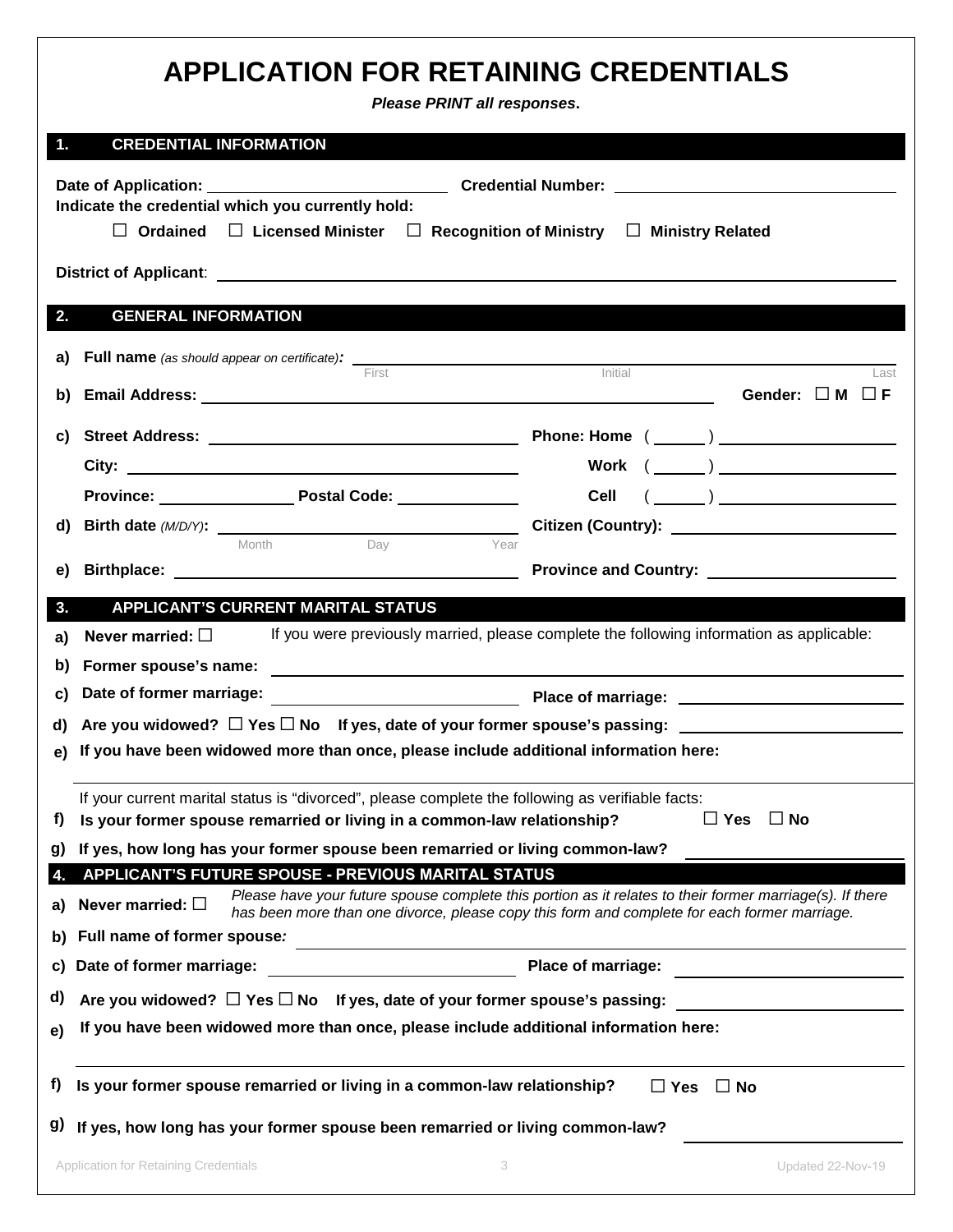# APPLICATION FOR RETAINING CREDENTIALS

***Please PRINT all responses*.**

## 1. CREDENTIAL INFORMATION

**Date of Application:** ______________________ **Credential Number:** ______________________

**Indicate the credential which you currently hold:**

☐ **Ordained** ☐ **Licensed Minister** ☐ **Recognition of Ministry** ☐ **Ministry Related**

**District of Applicant**: ______________________

## 2. GENERAL INFORMATION

a) **Full name** *(as should appear on certificate)***:** ______________________
First Initial Last

b) **Email Address:** ______________________ **Gender:** ☐ **M** ☐ **F**

c) **Street Address:** ______________________ **Phone: Home** ( ______ ) ______________________

**City:** ______________________ **Work** ( ______ ) ______________________

**Province:** ______________ **Postal Code:** ______________ **Cell** ( ______ ) ______________________

d) **Birth date** *(M/D/Y)***:** ______________________ **Citizen (Country):** ______________________
Month Day Year

e) **Birthplace:** ______________________ **Province and Country:** ______________________

## 3. APPLICANT'S CURRENT MARITAL STATUS

a) **Never married:** ☐ If you were previously married, please complete the following information as applicable:

b) **Former spouse's name:** ______________________

c) **Date of former marriage:** ______________________ **Place of marriage:** ______________________

d) **Are you widowed?** ☐ **Yes** ☐ **No If yes, date of your former spouse's passing:** ______________________

e) **If you have been widowed more than once, please include additional information here:**

______________________

If your current marital status is "divorced", please complete the following as verifiable facts:

f) **Is your former spouse remarried or living in a common-law relationship?** ☐ **Yes** ☐ **No**

g) **If yes, how long has your former spouse been remarried or living common-law?** ______________________

## 4. APPLICANT'S FUTURE SPOUSE - PREVIOUS MARITAL STATUS

a) **Never married:** ☐ *Please have your future spouse complete this portion as it relates to their former marriage(s). If there has been more than one divorce, please copy this form and complete for each former marriage.*

b) **Full name of former spouse***:* ______________________

c) **Date of former marriage:** ______________________ **Place of marriage:** ______________________

d) **Are you widowed?** ☐ **Yes** ☐ **No If yes, date of your former spouse's passing:** ______________________

e) **If you have been widowed more than once, please include additional information here:**

______________________

f) **Is your former spouse remarried or living in a common-law relationship?** ☐ **Yes** ☐ **No**

g) **If yes, how long has your former spouse been remarried or living common-law?** ______________________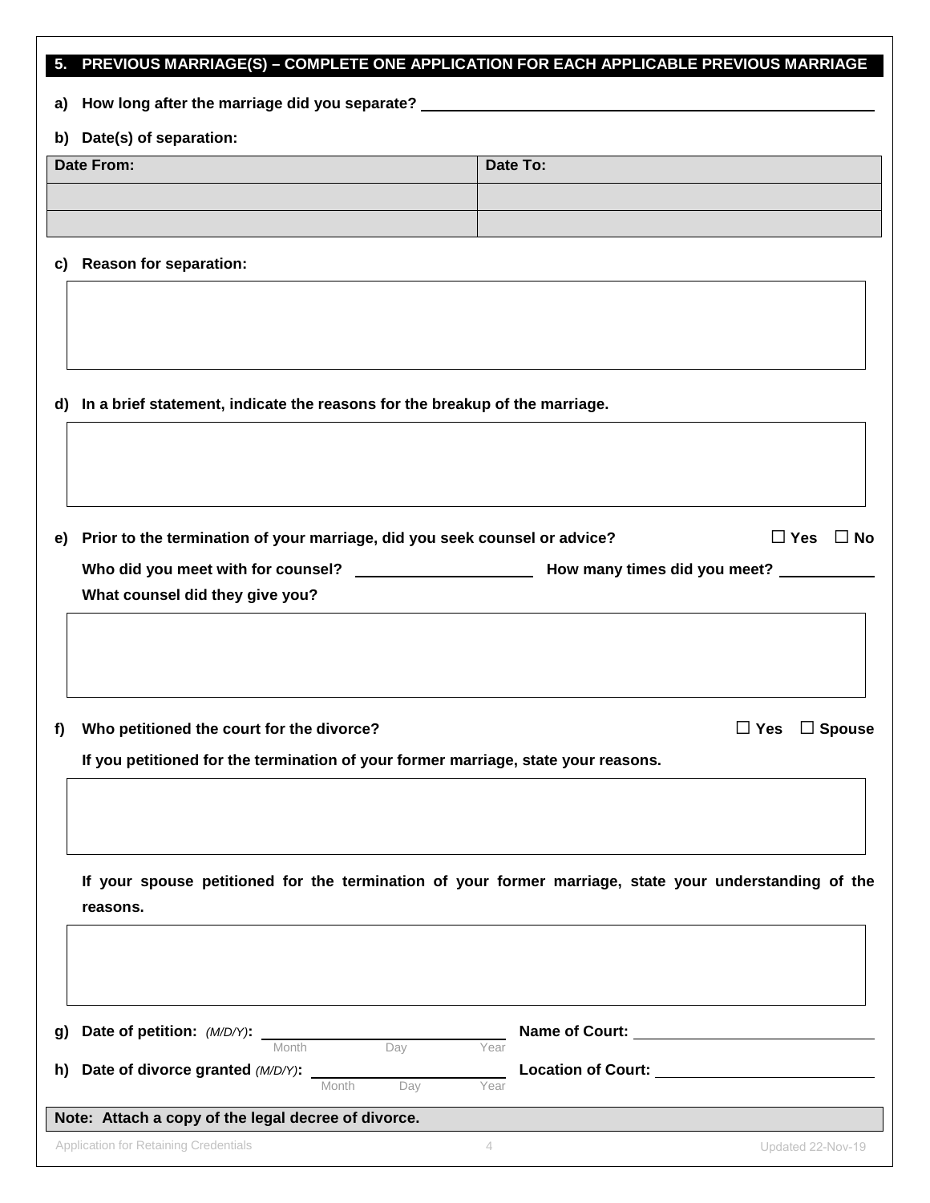## 5. PREVIOUS MARRIAGE(S) – COMPLETE ONE APPLICATION FOR EACH APPLICABLE PREVIOUS MARRIAGE

**a) How long after the marriage did you separate?** ____________________

**b) Date(s) of separation:**

| Date From: | Date To: |
|---|---|
| | |
| | |

**c) Reason for separation:**

**d) In a brief statement, indicate the reasons for the breakup of the marriage.**

**e) Prior to the termination of your marriage, did you seek counsel or advice?** ☐ Yes ☐ No

**Who did you meet with for counsel?** ____________________ **How many times did you meet?** ____________

**What counsel did they give you?**

**f) Who petitioned the court for the divorce?** ☐ Yes ☐ Spouse

**If you petitioned for the termination of your former marriage, state your reasons.**

**If your spouse petitioned for the termination of your former marriage, state your understanding of the reasons.**

**g) Date of petition:** *(M/D/Y)*: ______ Month ______ Day ______ Year **Name of Court:** ____________________

**h) Date of divorce granted** *(M/D/Y)*: ______ Month ______ Day ______ Year **Location of Court:** ____________________

**Note: Attach a copy of the legal decree of divorce.**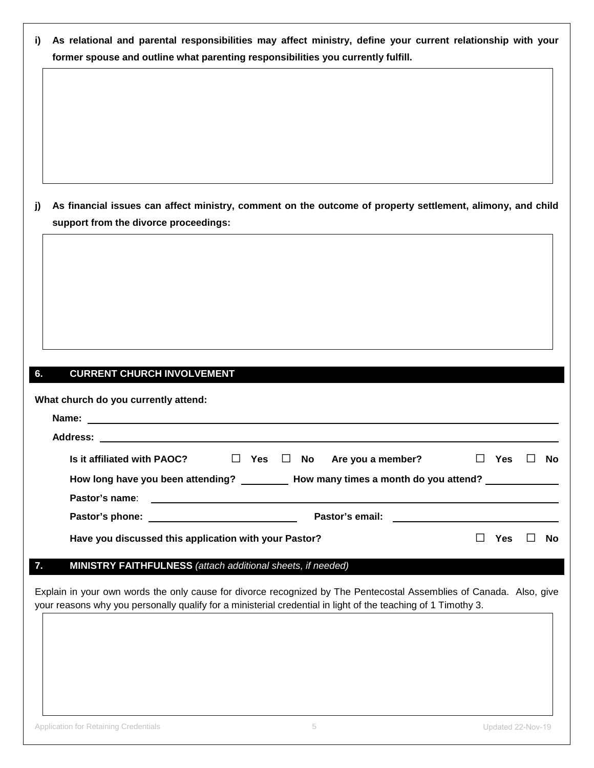**i) As relational and parental responsibilities may affect ministry, define your current relationship with your former spouse and outline what parenting responsibilities you currently fulfill.**

**j) As financial issues can affect ministry, comment on the outcome of property settlement, alimony, and child support from the divorce proceedings:**

## 6. CURRENT CHURCH INVOLVEMENT

**What church do you currently attend:**

**Name:** ______________________________

**Address:** ______________________________

**Is it affiliated with PAOC?** ☐ **Yes** ☐ **No** **Are you a member?** ☐ **Yes** ☐ **No**

**How long have you been attending?** __________ **How many times a month do you attend?** __________

**Pastor's name**: ______________________________

**Pastor's phone:** ______________________________ **Pastor's email:** ______________________________

**Have you discussed this application with your Pastor?** ☐ **Yes** ☐ **No**

## 7. MINISTRY FAITHFULNESS *(attach additional sheets, if needed)*

Explain in your own words the only cause for divorce recognized by The Pentecostal Assemblies of Canada. Also, give your reasons why you personally qualify for a ministerial credential in light of the teaching of 1 Timothy 3.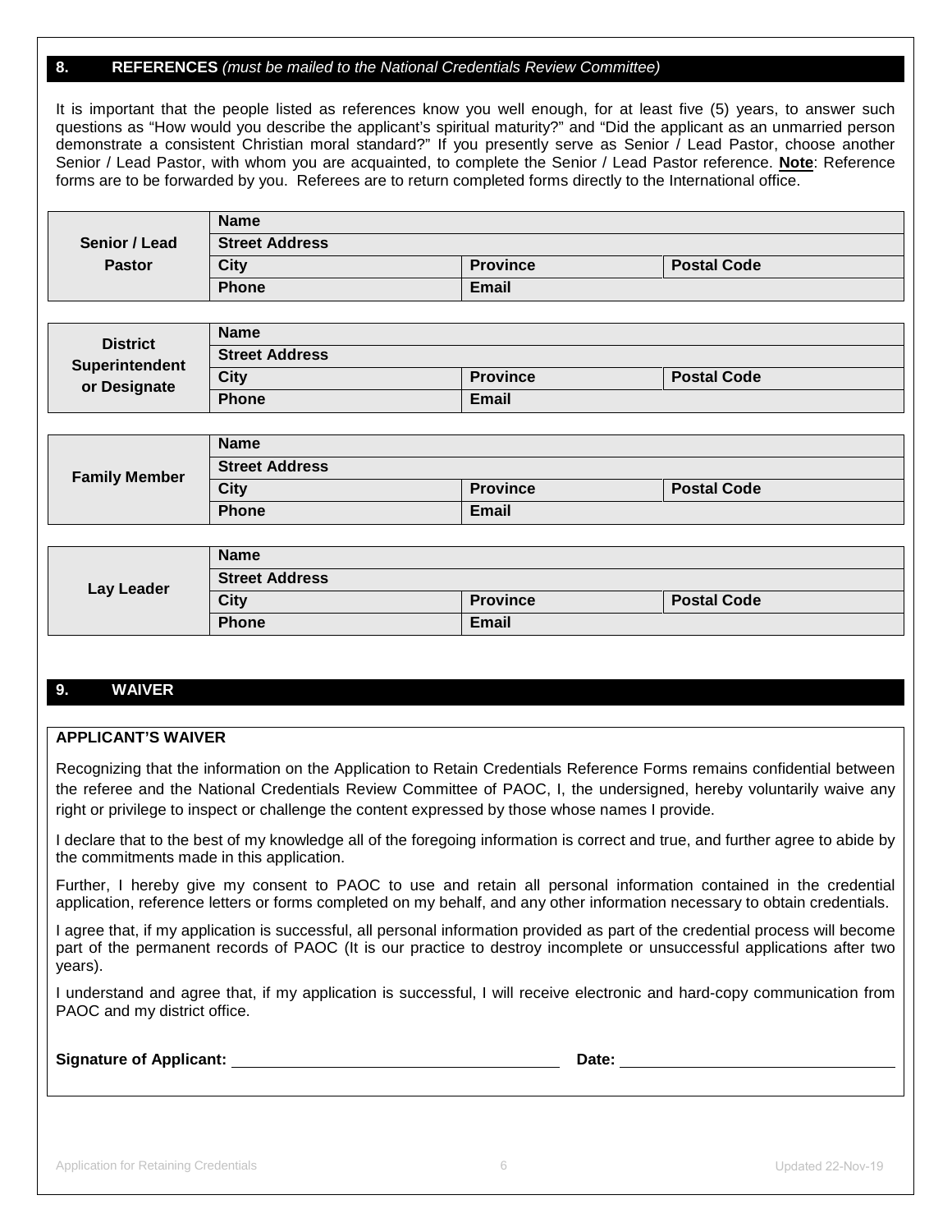## 8. REFERENCES *(must be mailed to the National Credentials Review Committee)*

It is important that the people listed as references know you well enough, for at least five (5) years, to answer such questions as "How would you describe the applicant's spiritual maturity?" and "Did the applicant as an unmarried person demonstrate a consistent Christian moral standard?" If you presently serve as Senior / Lead Pastor, choose another Senior / Lead Pastor, with whom you are acquainted, to complete the Senior / Lead Pastor reference. **Note**: Reference forms are to be forwarded by you. Referees are to return completed forms directly to the International office.

| | | | |
|---|---|---|---|
| **Senior / Lead Pastor** | **Name** | | |
| | **Street Address** | | |
| | **City** | **Province** | **Postal Code** |
| | **Phone** | **Email** | |

| | | | |
|---|---|---|---|
| **District Superintendent or Designate** | **Name** | | |
| | **Street Address** | | |
| | **City** | **Province** | **Postal Code** |
| | **Phone** | **Email** | |

| | | | |
|---|---|---|---|
| **Family Member** | **Name** | | |
| | **Street Address** | | |
| | **City** | **Province** | **Postal Code** |
| | **Phone** | **Email** | |

| | | | |
|---|---|---|---|
| **Lay Leader** | **Name** | | |
| | **Street Address** | | |
| | **City** | **Province** | **Postal Code** |
| | **Phone** | **Email** | |

## 9. WAIVER

**APPLICANT'S WAIVER**

Recognizing that the information on the Application to Retain Credentials Reference Forms remains confidential between the referee and the National Credentials Review Committee of PAOC, I, the undersigned, hereby voluntarily waive any right or privilege to inspect or challenge the content expressed by those whose names I provide.

I declare that to the best of my knowledge all of the foregoing information is correct and true, and further agree to abide by the commitments made in this application.

Further, I hereby give my consent to PAOC to use and retain all personal information contained in the credential application, reference letters or forms completed on my behalf, and any other information necessary to obtain credentials.

I agree that, if my application is successful, all personal information provided as part of the credential process will become part of the permanent records of PAOC (It is our practice to destroy incomplete or unsuccessful applications after two years).

I understand and agree that, if my application is successful, I will receive electronic and hard-copy communication from PAOC and my district office.

**Signature of Applicant:** ______________________________ **Date:** __________________________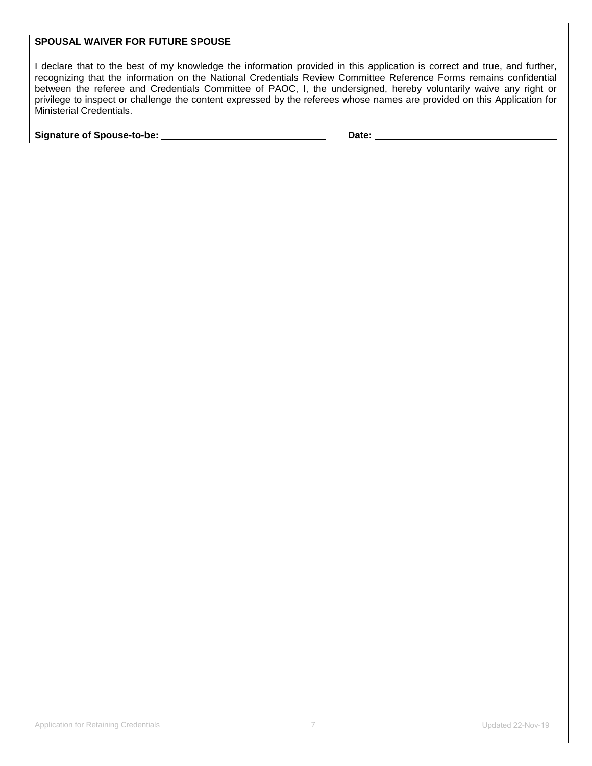**SPOUSAL WAIVER FOR FUTURE SPOUSE**

I declare that to the best of my knowledge the information provided in this application is correct and true, and further, recognizing that the information on the National Credentials Review Committee Reference Forms remains confidential between the referee and Credentials Committee of PAOC, I, the undersigned, hereby voluntarily waive any right or privilege to inspect or challenge the content expressed by the referees whose names are provided on this Application for Ministerial Credentials.

**Signature of Spouse-to-be:** ______________________________ **Date:** ______________________________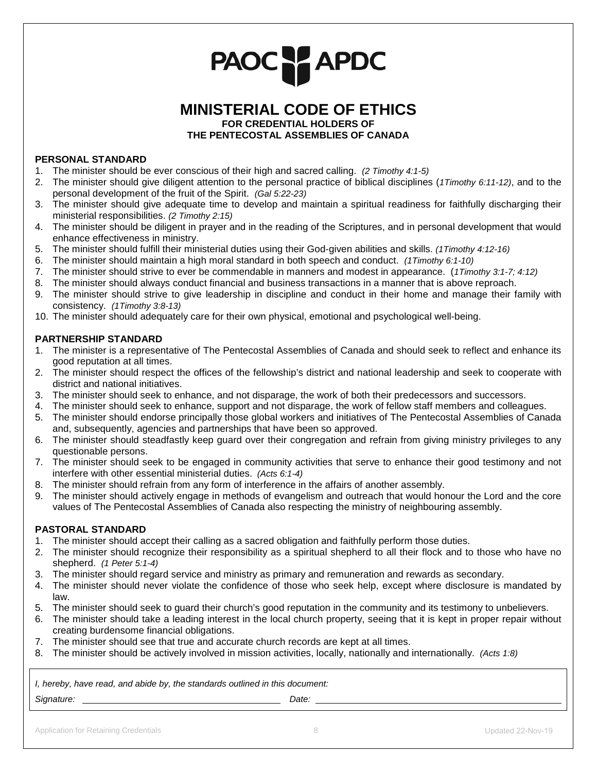PAOC APDC

# MINISTERIAL CODE OF ETHICS

**FOR CREDENTIAL HOLDERS OF THE PENTECOSTAL ASSEMBLIES OF CANADA**

### PERSONAL STANDARD

1. The minister should be ever conscious of their high and sacred calling. *(2 Timothy 4:1-5)*
2. The minister should give diligent attention to the personal practice of biblical disciplines (*1Timothy 6:11-12)*, and to the personal development of the fruit of the Spirit. *(Gal 5:22-23)*
3. The minister should give adequate time to develop and maintain a spiritual readiness for faithfully discharging their ministerial responsibilities. *(2 Timothy 2:15)*
4. The minister should be diligent in prayer and in the reading of the Scriptures, and in personal development that would enhance effectiveness in ministry.
5. The minister should fulfill their ministerial duties using their God-given abilities and skills. *(1Timothy 4:12-16)*
6. The minister should maintain a high moral standard in both speech and conduct. *(1Timothy 6:1-10)*
7. The minister should strive to ever be commendable in manners and modest in appearance. (*1Timothy 3:1-7; 4:12)*
8. The minister should always conduct financial and business transactions in a manner that is above reproach.
9. The minister should strive to give leadership in discipline and conduct in their home and manage their family with consistency. *(1Timothy 3:8-13)*
10. The minister should adequately care for their own physical, emotional and psychological well-being.

### PARTNERSHIP STANDARD

1. The minister is a representative of The Pentecostal Assemblies of Canada and should seek to reflect and enhance its good reputation at all times.
2. The minister should respect the offices of the fellowship's district and national leadership and seek to cooperate with district and national initiatives.
3. The minister should seek to enhance, and not disparage, the work of both their predecessors and successors.
4. The minister should seek to enhance, support and not disparage, the work of fellow staff members and colleagues.
5. The minister should endorse principally those global workers and initiatives of The Pentecostal Assemblies of Canada and, subsequently, agencies and partnerships that have been so approved.
6. The minister should steadfastly keep guard over their congregation and refrain from giving ministry privileges to any questionable persons.
7. The minister should seek to be engaged in community activities that serve to enhance their good testimony and not interfere with other essential ministerial duties. *(Acts 6:1-4)*
8. The minister should refrain from any form of interference in the affairs of another assembly.
9. The minister should actively engage in methods of evangelism and outreach that would honour the Lord and the core values of The Pentecostal Assemblies of Canada also respecting the ministry of neighbouring assembly.

### PASTORAL STANDARD

1. The minister should accept their calling as a sacred obligation and faithfully perform those duties.
2. The minister should recognize their responsibility as a spiritual shepherd to all their flock and to those who have no shepherd. *(1 Peter 5:1-4)*
3. The minister should regard service and ministry as primary and remuneration and rewards as secondary.
4. The minister should never violate the confidence of those who seek help, except where disclosure is mandated by law.
5. The minister should seek to guard their church's good reputation in the community and its testimony to unbelievers.
6. The minister should take a leading interest in the local church property, seeing that it is kept in proper repair without creating burdensome financial obligations.
7. The minister should see that true and accurate church records are kept at all times.
8. The minister should be actively involved in mission activities, locally, nationally and internationally. *(Acts 1:8)*

*I, hereby, have read, and abide by, the standards outlined in this document:*

*Signature:* ______________________ *Date:* ______________________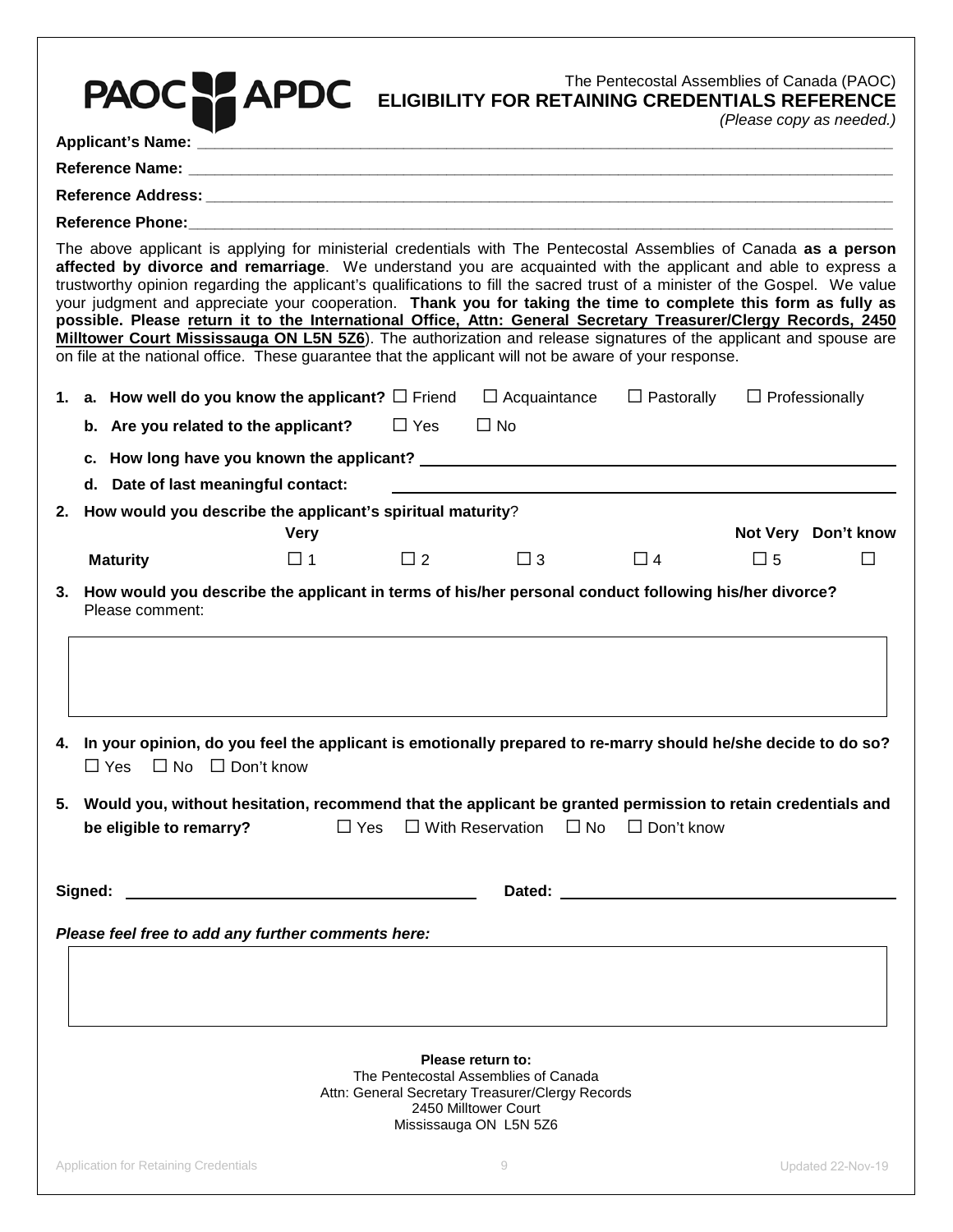PAOC APDC

The Pentecostal Assemblies of Canada (PAOC)

**ELIGIBILITY FOR RETAINING CREDENTIALS REFERENCE**

*(Please copy as needed.)*

**Applicant's Name:** ____________________________________________

**Reference Name:** ____________________________________________

**Reference Address:** ____________________________________________

**Reference Phone:** ____________________________________________

The above applicant is applying for ministerial credentials with The Pentecostal Assemblies of Canada **as a person affected by divorce and remarriage**. We understand you are acquainted with the applicant and able to express a trustworthy opinion regarding the applicant's qualifications to fill the sacred trust of a minister of the Gospel. We value your judgment and appreciate your cooperation. **Thank you for taking the time to complete this form as fully as possible. Please return it to the International Office, Attn: General Secretary Treasurer/Clergy Records, 2450 Milltower Court Mississauga ON L5N 5Z6**). The authorization and release signatures of the applicant and spouse are on file at the national office. These guarantee that the applicant will not be aware of your response.

1. **a. How well do you know the applicant?** ☐ Friend ☐ Acquaintance ☐ Pastorally ☐ Professionally

   **b. Are you related to the applicant?** ☐ Yes ☐ No

   **c. How long have you known the applicant?** ____________________________________________

   **d. Date of last meaningful contact:** ____________________________________________

2. **How would you describe the applicant's spiritual maturity**?

|  | Very |  |  |  | Not Very | Don't know |
|---|---|---|---|---|---|---|
| **Maturity** | ☐ 1 | ☐ 2 | ☐ 3 | ☐ 4 | ☐ 5 | ☐ |

3. **How would you describe the applicant in terms of his/her personal conduct following his/her divorce?**
   Please comment:

4. **In your opinion, do you feel the applicant is emotionally prepared to re-marry should he/she decide to do so?**
   ☐ Yes ☐ No ☐ Don't know

5. **Would you, without hesitation, recommend that the applicant be granted permission to retain credentials and be eligible to remarry?** ☐ Yes ☐ With Reservation ☐ No ☐ Don't know

**Signed:** ______________________________ **Dated:** ______________________________

***Please feel free to add any further comments here:***

**Please return to:**
The Pentecostal Assemblies of Canada
Attn: General Secretary Treasurer/Clergy Records
2450 Milltower Court
Mississauga ON L5N 5Z6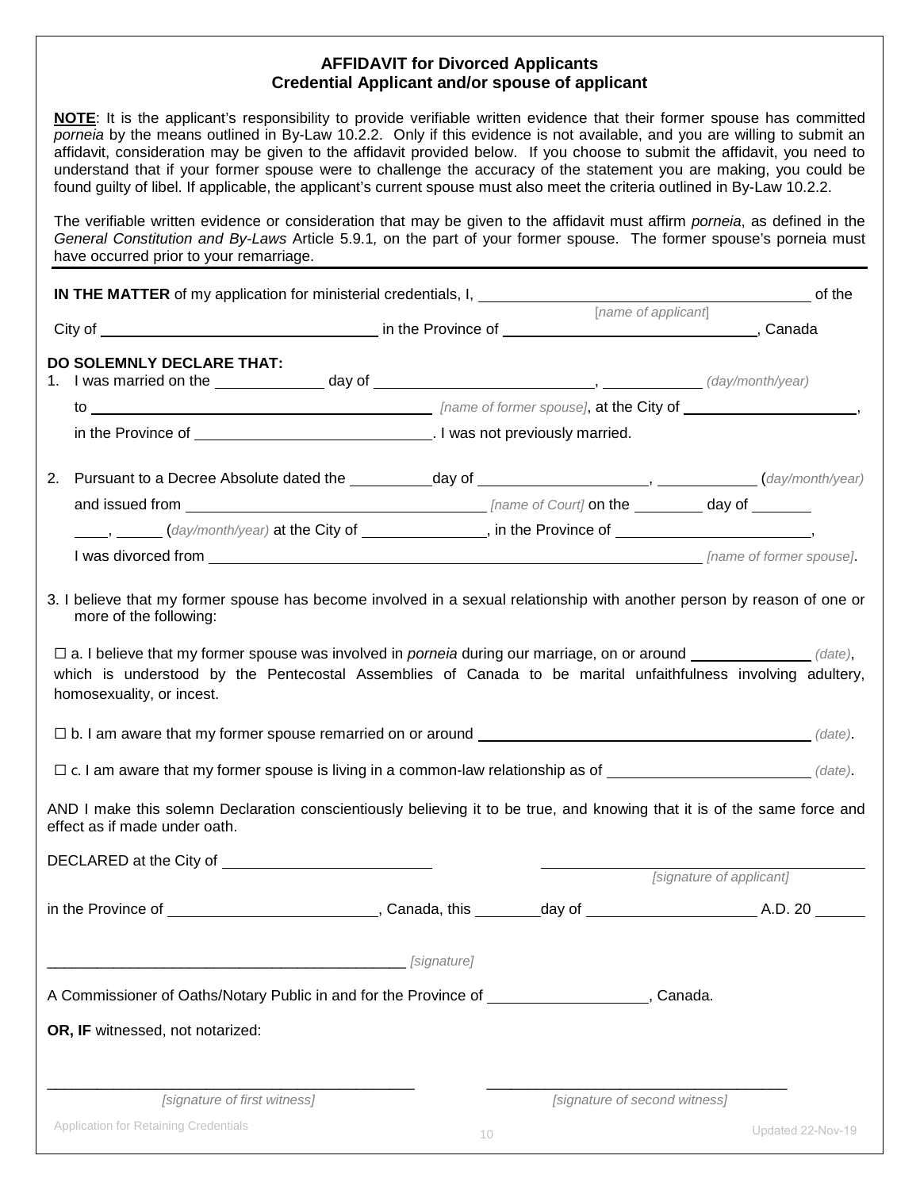## AFFIDAVIT for Divorced Applicants
### Credential Applicant and/or spouse of applicant

**NOTE**: It is the applicant's responsibility to provide verifiable written evidence that their former spouse has committed *porneia* by the means outlined in By-Law 10.2.2. Only if this evidence is not available, and you are willing to submit an affidavit, consideration may be given to the affidavit provided below. If you choose to submit the affidavit, you need to understand that if your former spouse were to challenge the accuracy of the statement you are making, you could be found guilty of libel. If applicable, the applicant's current spouse must also meet the criteria outlined in By-Law 10.2.2.

The verifiable written evidence or consideration that may be given to the affidavit must affirm *porneia*, as defined in the *General Constitution and By-Laws* Article 5.9.1*,* on the part of your former spouse. The former spouse's porneia must have occurred prior to your remarriage.

---

**IN THE MATTER** of my application for ministerial credentials, I, ______________________________ [name of applicant] of the City of ______________________________ in the Province of ______________________________, Canada

**DO SOLEMNLY DECLARE THAT:**

1. I was married on the __________ day of ____________________, __________ *(day/month/year)* to ______________________________ *[name of former spouse]*, at the City of ____________________, in the Province of ____________________. I was not previously married.

2. Pursuant to a Decree Absolute dated the ________day of ________________, __________ (*day/month/year*) and issued from ______________________________ *[name of Court]* on the ________ day of ________ ____, _____ (*day/month/year*) at the City of ______________, in the Province of ____________________, I was divorced from ______________________________ *[name of former spouse]*.

3. I believe that my former spouse has become involved in a sexual relationship with another person by reason of one or more of the following:

☐ a. I believe that my former spouse was involved in *porneia* during our marriage, on or around ______________ *(date)*, which is understood by the Pentecostal Assemblies of Canada to be marital unfaithfulness involving adultery, homosexuality, or incest.

☐ b. I am aware that my former spouse remarried on or around ______________________________ *(date)*.

☐ c. I am aware that my former spouse is living in a common-law relationship as of ____________________ *(date)*.

AND I make this solemn Declaration conscientiously believing it to be true, and knowing that it is of the same force and effect as if made under oath.

DECLARED at the City of ____________________ ______________________________ *[signature of applicant]*

in the Province of ____________________, Canada, this ________day of ____________________ A.D. 20 ______

____________________________________________ *[signature]*

A Commissioner of Oaths/Notary Public in and for the Province of ____________________, Canada.

**OR, IF** witnessed, not notarized:

____________________________________________ *[signature of first witness]*

____________________________________________ *[signature of second witness]*

Application for Retaining Credentials — Updated 22-Nov-19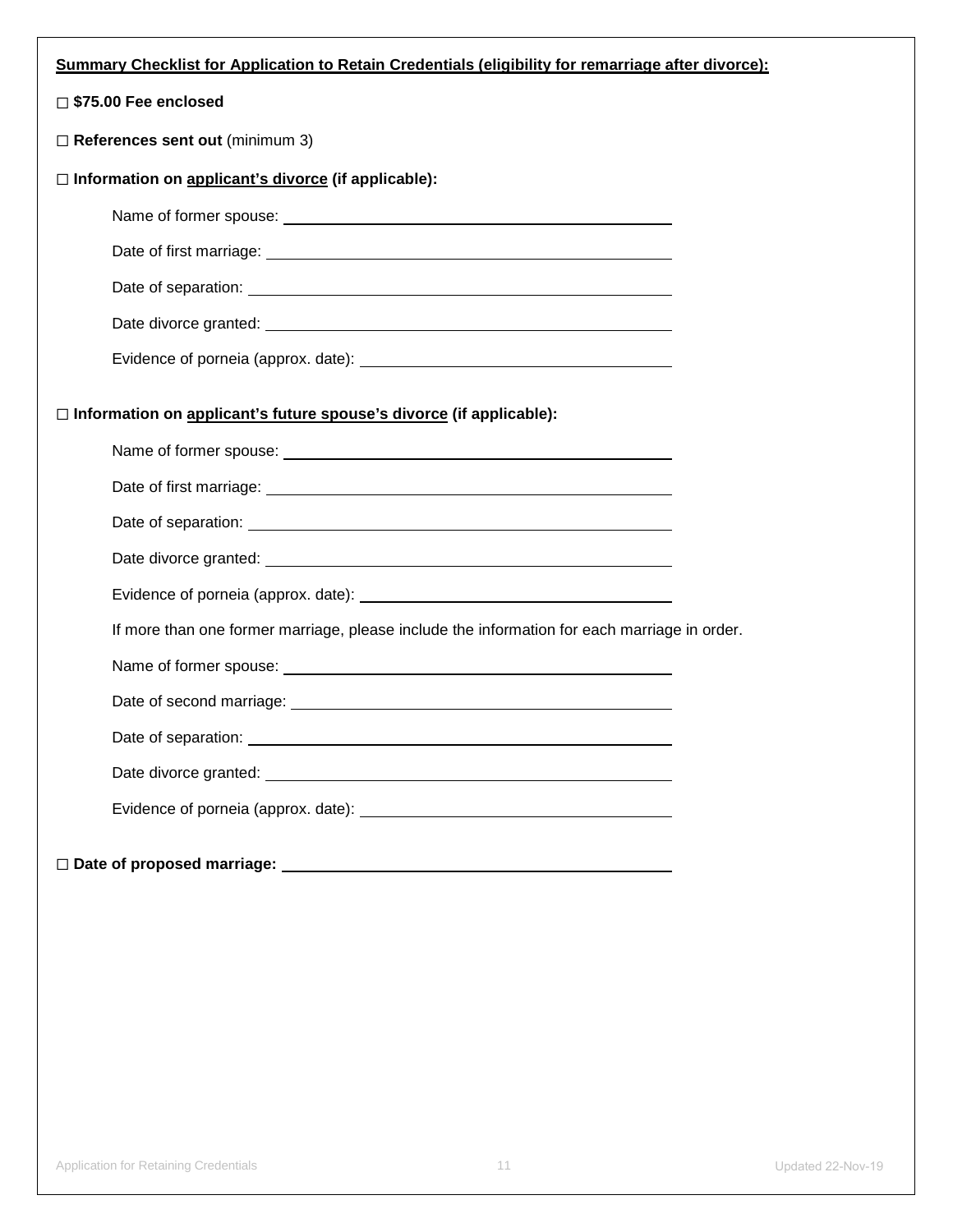**Summary Checklist for Application to Retain Credentials (eligibility for remarriage after divorce):**

☐ **$75.00 Fee enclosed**

☐ **References sent out** (minimum 3)

☐ **Information on applicant's divorce (if applicable):**

Name of former spouse: ______________________________

Date of first marriage: ______________________________

Date of separation: ______________________________

Date divorce granted: ______________________________

Evidence of porneia (approx. date): ______________________________

☐ **Information on applicant's future spouse's divorce (if applicable):**

Name of former spouse: ______________________________

Date of first marriage: ______________________________

Date of separation: ______________________________

Date divorce granted: ______________________________

Evidence of porneia (approx. date): ______________________________

If more than one former marriage, please include the information for each marriage in order.

Name of former spouse: ______________________________

Date of second marriage: ______________________________

Date of separation: ______________________________

Date divorce granted: ______________________________

Evidence of porneia (approx. date): ______________________________

☐ **Date of proposed marriage:** ______________________________